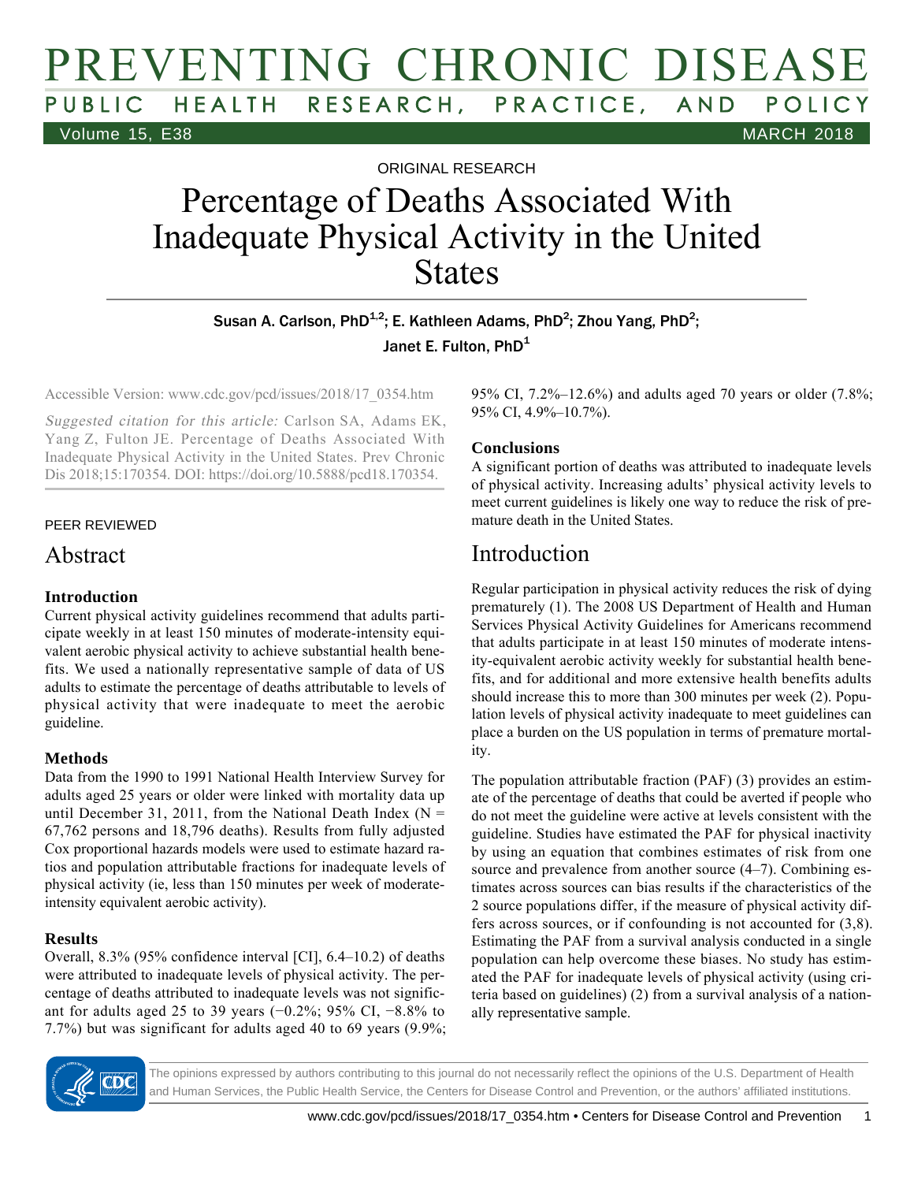ORIGINAL RESEARCH

# Percentage of Deaths Associated With Inadequate Physical Activity in the United States

Susan A. Carlson, PhD[1,2]; E. Kathleen Adams, PhD[2]; Zhou Yang, PhD[2]; Janet E. Fulton, PhD[1]

Accessible Version: www.cdc.gov/pcd/issues/2018/17_0354.htm

*Suggested citation for this article:* Carlson SA, Adams EK, Yang Z, Fulton JE. Percentage of Deaths Associated With Inadequate Physical Activity in the United States. Prev Chronic Dis 2018;15:170354. DOI: https://doi.org/10.5888/pcd18.170354.

PEER REVIEWED

## Abstract

### Introduction

Current physical activity guidelines recommend that adults participate weekly in at least 150 minutes of moderate-intensity equivalent aerobic physical activity to achieve substantial health benefits. We used a nationally representative sample of data of US adults to estimate the percentage of deaths attributable to levels of physical activity that were inadequate to meet the aerobic guideline.

### Methods

Data from the 1990 to 1991 National Health Interview Survey for adults aged 25 years or older were linked with mortality data up until December 31, 2011, from the National Death Index (N = 67,762 persons and 18,796 deaths). Results from fully adjusted Cox proportional hazards models were used to estimate hazard ratios and population attributable fractions for inadequate levels of physical activity (ie, less than 150 minutes per week of moderate-intensity equivalent aerobic activity).

### Results

Overall, 8.3% (95% confidence interval [CI], 6.4–10.2) of deaths were attributed to inadequate levels of physical activity. The percentage of deaths attributed to inadequate levels was not significant for adults aged 25 to 39 years (−0.2%; 95% CI, −8.8% to 7.7%) but was significant for adults aged 40 to 69 years (9.9%; 95% CI, 7.2%–12.6%) and adults aged 70 years or older (7.8%; 95% CI, 4.9%–10.7%).

### Conclusions

A significant portion of deaths was attributed to inadequate levels of physical activity. Increasing adults' physical activity levels to meet current guidelines is likely one way to reduce the risk of premature death in the United States.

## Introduction

Regular participation in physical activity reduces the risk of dying prematurely (1). The 2008 US Department of Health and Human Services Physical Activity Guidelines for Americans recommend that adults participate in at least 150 minutes of moderate intensity-equivalent aerobic activity weekly for substantial health benefits, and for additional and more extensive health benefits adults should increase this to more than 300 minutes per week (2). Population levels of physical activity inadequate to meet guidelines can place a burden on the US population in terms of premature mortality.

The population attributable fraction (PAF) (3) provides an estimate of the percentage of deaths that could be averted if people who do not meet the guideline were active at levels consistent with the guideline. Studies have estimated the PAF for physical inactivity by using an equation that combines estimates of risk from one source and prevalence from another source (4–7). Combining estimates across sources can bias results if the characteristics of the 2 source populations differ, if the measure of physical activity differs across sources, or if confounding is not accounted for (3,8). Estimating the PAF from a survival analysis conducted in a single population can help overcome these biases. No study has estimated the PAF for inadequate levels of physical activity (using criteria based on guidelines) (2) from a survival analysis of a nationally representative sample.

The opinions expressed by authors contributing to this journal do not necessarily reflect the opinions of the U.S. Department of Health and Human Services, the Public Health Service, the Centers for Disease Control and Prevention, or the authors' affiliated institutions.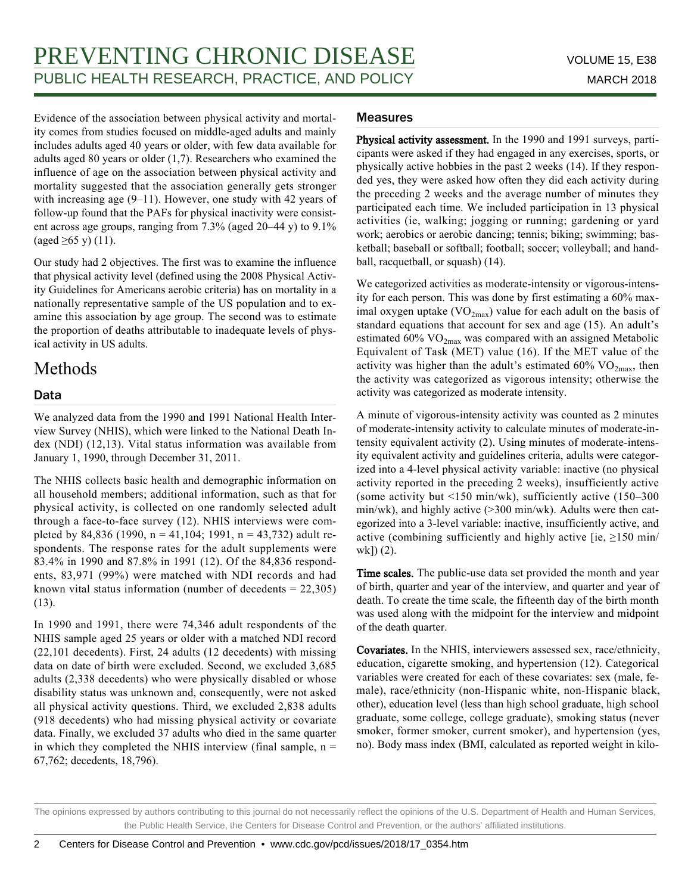Evidence of the association between physical activity and mortality comes from studies focused on middle-aged adults and mainly includes adults aged 40 years or older, with few data available for adults aged 80 years or older (1,7). Researchers who examined the influence of age on the association between physical activity and mortality suggested that the association generally gets stronger with increasing age (9–11). However, one study with 42 years of follow-up found that the PAFs for physical inactivity were consistent across age groups, ranging from 7.3% (aged 20–44 y) to 9.1% (aged ≥65 y) (11).

Our study had 2 objectives. The first was to examine the influence that physical activity level (defined using the 2008 Physical Activity Guidelines for Americans aerobic criteria) has on mortality in a nationally representative sample of the US population and to examine this association by age group. The second was to estimate the proportion of deaths attributable to inadequate levels of physical activity in US adults.

# Methods

## Data

We analyzed data from the 1990 and 1991 National Health Interview Survey (NHIS), which were linked to the National Death Index (NDI) (12,13). Vital status information was available from January 1, 1990, through December 31, 2011.

The NHIS collects basic health and demographic information on all household members; additional information, such as that for physical activity, is collected on one randomly selected adult through a face-to-face survey (12). NHIS interviews were completed by 84,836 (1990, n = 41,104; 1991, n = 43,732) adult respondents. The response rates for the adult supplements were 83.4% in 1990 and 87.8% in 1991 (12). Of the 84,836 respondents, 83,971 (99%) were matched with NDI records and had known vital status information (number of decedents = 22,305) (13).

In 1990 and 1991, there were 74,346 adult respondents of the NHIS sample aged 25 years or older with a matched NDI record (22,101 decedents). First, 24 adults (12 decedents) with missing data on date of birth were excluded. Second, we excluded 3,685 adults (2,338 decedents) who were physically disabled or whose disability status was unknown and, consequently, were not asked all physical activity questions. Third, we excluded 2,838 adults (918 decedents) who had missing physical activity or covariate data. Finally, we excluded 37 adults who died in the same quarter in which they completed the NHIS interview (final sample, n = 67,762; decedents, 18,796).

## Measures

**Physical activity assessment.** In the 1990 and 1991 surveys, participants were asked if they had engaged in any exercises, sports, or physically active hobbies in the past 2 weeks (14). If they responded yes, they were asked how often they did each activity during the preceding 2 weeks and the average number of minutes they participated each time. We included participation in 13 physical activities (ie, walking; jogging or running; gardening or yard work; aerobics or aerobic dancing; tennis; biking; swimming; basketball; baseball or softball; football; soccer; volleyball; and handball, racquetball, or squash) (14).

We categorized activities as moderate-intensity or vigorous-intensity for each person. This was done by first estimating a 60% maximal oxygen uptake ($VO_{2max}$) value for each adult on the basis of standard equations that account for sex and age (15). An adult's estimated 60% $VO_{2max}$ was compared with an assigned Metabolic Equivalent of Task (MET) value (16). If the MET value of the activity was higher than the adult's estimated 60% $VO_{2max}$, then the activity was categorized as vigorous intensity; otherwise the activity was categorized as moderate intensity.

A minute of vigorous-intensity activity was counted as 2 minutes of moderate-intensity activity to calculate minutes of moderate-intensity equivalent activity (2). Using minutes of moderate-intensity equivalent activity and guidelines criteria, adults were categorized into a 4-level physical activity variable: inactive (no physical activity reported in the preceding 2 weeks), insufficiently active (some activity but <150 min/wk), sufficiently active (150–300 min/wk), and highly active (>300 min/wk). Adults were then categorized into a 3-level variable: inactive, insufficiently active, and active (combining sufficiently and highly active [ie, ≥150 min/wk]) (2).

**Time scales.** The public-use data set provided the month and year of birth, quarter and year of the interview, and quarter and year of death. To create the time scale, the fifteenth day of the birth month was used along with the midpoint for the interview and midpoint of the death quarter.

**Covariates.** In the NHIS, interviewers assessed sex, race/ethnicity, education, cigarette smoking, and hypertension (12). Categorical variables were created for each of these covariates: sex (male, female), race/ethnicity (non-Hispanic white, non-Hispanic black, other), education level (less than high school graduate, high school graduate, some college, college graduate), smoking status (never smoker, former smoker, current smoker), and hypertension (yes, no). Body mass index (BMI, calculated as reported weight in kilo-

The opinions expressed by authors contributing to this journal do not necessarily reflect the opinions of the U.S. Department of Health and Human Services, the Public Health Service, the Centers for Disease Control and Prevention, or the authors' affiliated institutions.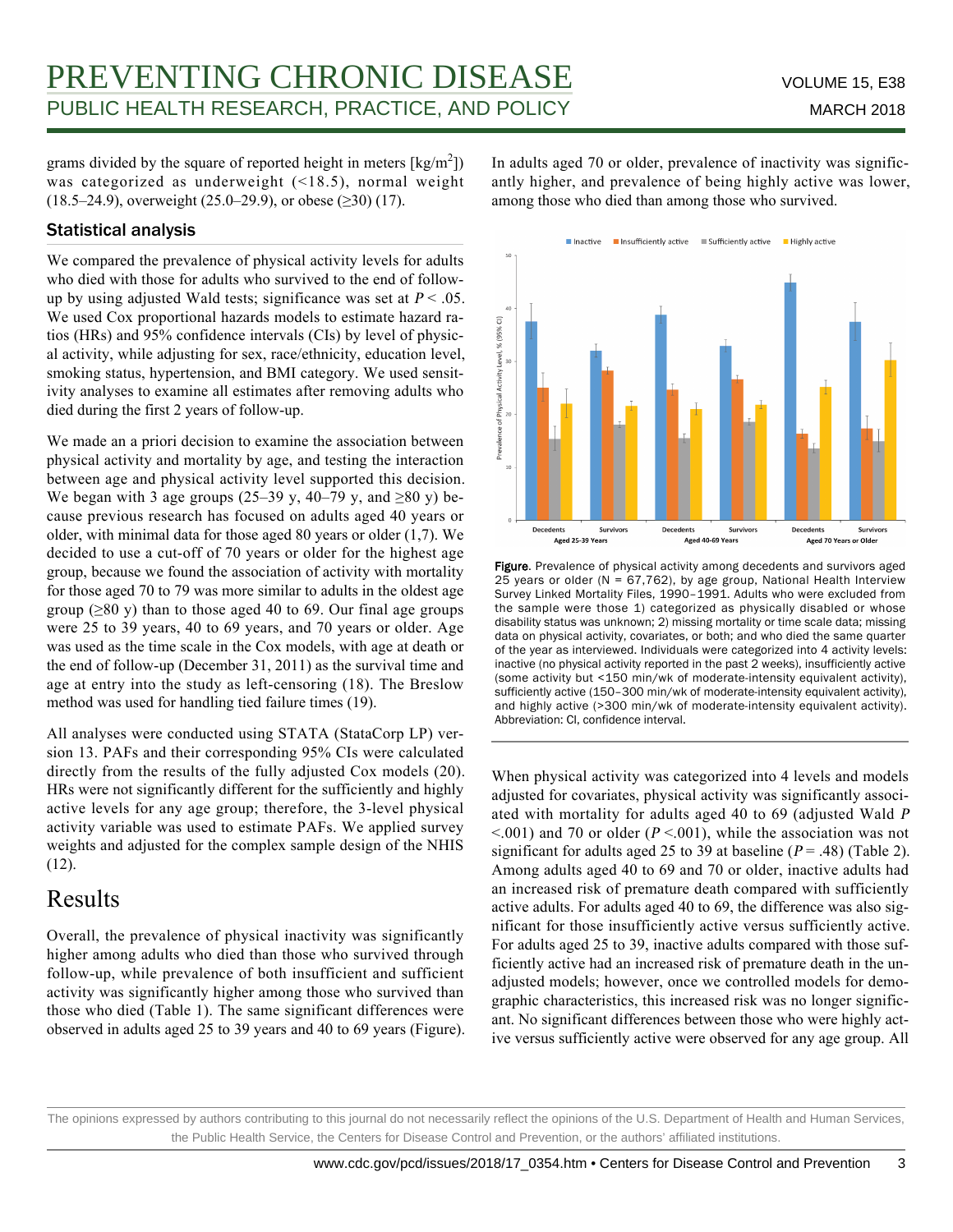grams divided by the square of reported height in meters [$kg/m^2$]) was categorized as underweight (<18.5), normal weight (18.5–24.9), overweight (25.0–29.9), or obese (≥30) (17).

### Statistical analysis

We compared the prevalence of physical activity levels for adults who died with those for adults who survived to the end of follow-up by using adjusted Wald tests; significance was set at $P < .05$. We used Cox proportional hazards models to estimate hazard ratios (HRs) and 95% confidence intervals (CIs) by level of physical activity, while adjusting for sex, race/ethnicity, education level, smoking status, hypertension, and BMI category. We used sensitivity analyses to examine all estimates after removing adults who died during the first 2 years of follow-up.

We made an a priori decision to examine the association between physical activity and mortality by age, and testing the interaction between age and physical activity level supported this decision. We began with 3 age groups (25–39 y, 40–79 y, and ≥80 y) because previous research has focused on adults aged 40 years or older, with minimal data for those aged 80 years or older (1,7). We decided to use a cut-off of 70 years or older for the highest age group, because we found the association of activity with mortality for those aged 70 to 79 was more similar to adults in the oldest age group (≥80 y) than to those aged 40 to 69. Our final age groups were 25 to 39 years, 40 to 69 years, and 70 years or older. Age was used as the time scale in the Cox models, with age at death or the end of follow-up (December 31, 2011) as the survival time and age at entry into the study as left-censoring (18). The Breslow method was used for handling tied failure times (19).

All analyses were conducted using STATA (StataCorp LP) version 13. PAFs and their corresponding 95% CIs were calculated directly from the results of the fully adjusted Cox models (20). HRs were not significantly different for the sufficiently and highly active levels for any age group; therefore, the 3-level physical activity variable was used to estimate PAFs. We applied survey weights and adjusted for the complex sample design of the NHIS (12).

## Results

Overall, the prevalence of physical inactivity was significantly higher among adults who died than those who survived through follow-up, while prevalence of both insufficient and sufficient activity was significantly higher among those who survived than those who died (Table 1). The same significant differences were observed in adults aged 25 to 39 years and 40 to 69 years (Figure). In adults aged 70 or older, prevalence of inactivity was significantly higher, and prevalence of being highly active was lower, among those who died than among those who survived.

**Figure.** Prevalence of physical activity among decedents and survivors aged 25 years or older (N = 67,762), by age group, National Health Interview Survey Linked Mortality Files, 1990–1991. Adults who were excluded from the sample were those 1) categorized as physically disabled or whose disability status was unknown; 2) missing mortality or time scale data; missing data on physical activity, covariates, or both; and who died the same quarter of the year as interviewed. Individuals were categorized into 4 activity levels: inactive (no physical activity reported in the past 2 weeks), insufficiently active (some activity but <150 min/wk of moderate-intensity equivalent activity), sufficiently active (150–300 min/wk of moderate-intensity equivalent activity), and highly active (>300 min/wk of moderate-intensity equivalent activity). Abbreviation: CI, confidence interval.

When physical activity was categorized into 4 levels and models adjusted for covariates, physical activity was significantly associated with mortality for adults aged 40 to 69 (adjusted Wald $P < .001$) and 70 or older ($P < .001$), while the association was not significant for adults aged 25 to 39 at baseline ($P = .48$) (Table 2). Among adults aged 40 to 69 and 70 or older, inactive adults had an increased risk of premature death compared with sufficiently active adults. For adults aged 40 to 69, the difference was also significant for those insufficiently active versus sufficiently active. For adults aged 25 to 39, inactive adults compared with those sufficiently active had an increased risk of premature death in the unadjusted models; however, once we controlled models for demographic characteristics, this increased risk was no longer significant. No significant differences between those who were highly active versus sufficiently active were observed for any age group. All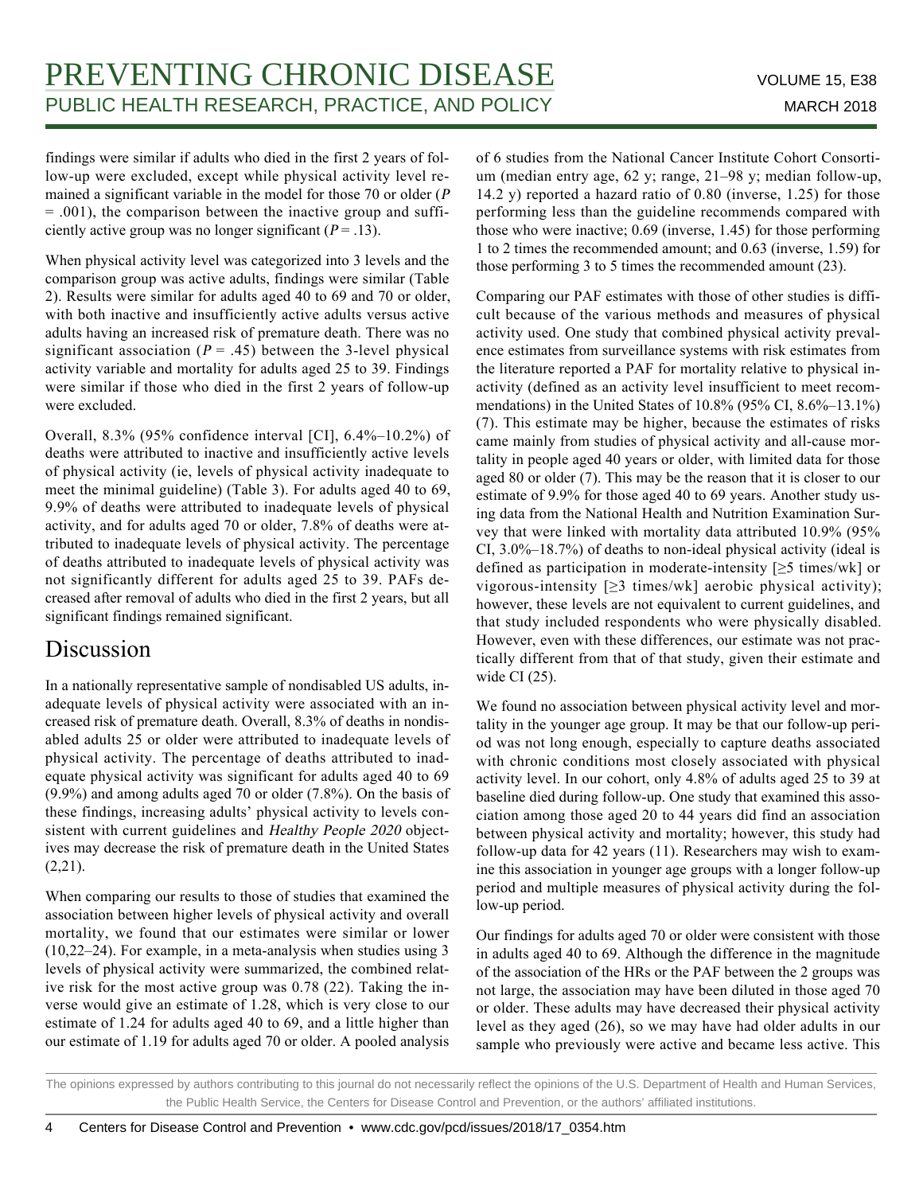findings were similar if adults who died in the first 2 years of follow-up were excluded, except while physical activity level remained a significant variable in the model for those 70 or older ($P$ = .001), the comparison between the inactive group and sufficiently active group was no longer significant ($P$ = .13).

When physical activity level was categorized into 3 levels and the comparison group was active adults, findings were similar (Table 2). Results were similar for adults aged 40 to 69 and 70 or older, with both inactive and insufficiently active adults versus active adults having an increased risk of premature death. There was no significant association ($P$ = .45) between the 3-level physical activity variable and mortality for adults aged 25 to 39. Findings were similar if those who died in the first 2 years of follow-up were excluded.

Overall, 8.3% (95% confidence interval [CI], 6.4%–10.2%) of deaths were attributed to inactive and insufficiently active levels of physical activity (ie, levels of physical activity inadequate to meet the minimal guideline) (Table 3). For adults aged 40 to 69, 9.9% of deaths were attributed to inadequate levels of physical activity, and for adults aged 70 or older, 7.8% of deaths were attributed to inadequate levels of physical activity. The percentage of deaths attributed to inadequate levels of physical activity was not significantly different for adults aged 25 to 39. PAFs decreased after removal of adults who died in the first 2 years, but all significant findings remained significant.

# Discussion

In a nationally representative sample of nondisabled US adults, inadequate levels of physical activity were associated with an increased risk of premature death. Overall, 8.3% of deaths in nondisabled adults 25 or older were attributed to inadequate levels of physical activity. The percentage of deaths attributed to inadequate physical activity was significant for adults aged 40 to 69 (9.9%) and among adults aged 70 or older (7.8%). On the basis of these findings, increasing adults' physical activity to levels consistent with current guidelines and *Healthy People 2020* objectives may decrease the risk of premature death in the United States (2,21).

When comparing our results to those of studies that examined the association between higher levels of physical activity and overall mortality, we found that our estimates were similar or lower (10,22–24). For example, in a meta-analysis when studies using 3 levels of physical activity were summarized, the combined relative risk for the most active group was 0.78 (22). Taking the inverse would give an estimate of 1.28, which is very close to our estimate of 1.24 for adults aged 40 to 69, and a little higher than our estimate of 1.19 for adults aged 70 or older. A pooled analysis of 6 studies from the National Cancer Institute Cohort Consortium (median entry age, 62 y; range, 21–98 y; median follow-up, 14.2 y) reported a hazard ratio of 0.80 (inverse, 1.25) for those performing less than the guideline recommends compared with those who were inactive; 0.69 (inverse, 1.45) for those performing 1 to 2 times the recommended amount; and 0.63 (inverse, 1.59) for those performing 3 to 5 times the recommended amount (23).

Comparing our PAF estimates with those of other studies is difficult because of the various methods and measures of physical activity used. One study that combined physical activity prevalence estimates from surveillance systems with risk estimates from the literature reported a PAF for mortality relative to physical inactivity (defined as an activity level insufficient to meet recommendations) in the United States of 10.8% (95% CI, 8.6%–13.1%) (7). This estimate may be higher, because the estimates of risks came mainly from studies of physical activity and all-cause mortality in people aged 40 years or older, with limited data for those aged 80 or older (7). This may be the reason that it is closer to our estimate of 9.9% for those aged 40 to 69 years. Another study using data from the National Health and Nutrition Examination Survey that were linked with mortality data attributed 10.9% (95% CI, 3.0%–18.7%) of deaths to non-ideal physical activity (ideal is defined as participation in moderate-intensity [≥5 times/wk] or vigorous-intensity [≥3 times/wk] aerobic physical activity); however, these levels are not equivalent to current guidelines, and that study included respondents who were physically disabled. However, even with these differences, our estimate was not practically different from that of that study, given their estimate and wide CI (25).

We found no association between physical activity level and mortality in the younger age group. It may be that our follow-up period was not long enough, especially to capture deaths associated with chronic conditions most closely associated with physical activity level. In our cohort, only 4.8% of adults aged 25 to 39 at baseline died during follow-up. One study that examined this association among those aged 20 to 44 years did find an association between physical activity and mortality; however, this study had follow-up data for 42 years (11). Researchers may wish to examine this association in younger age groups with a longer follow-up period and multiple measures of physical activity during the follow-up period.

Our findings for adults aged 70 or older were consistent with those in adults aged 40 to 69. Although the difference in the magnitude of the association of the HRs or the PAF between the 2 groups was not large, the association may have been diluted in those aged 70 or older. These adults may have decreased their physical activity level as they aged (26), so we may have had older adults in our sample who previously were active and became less active. This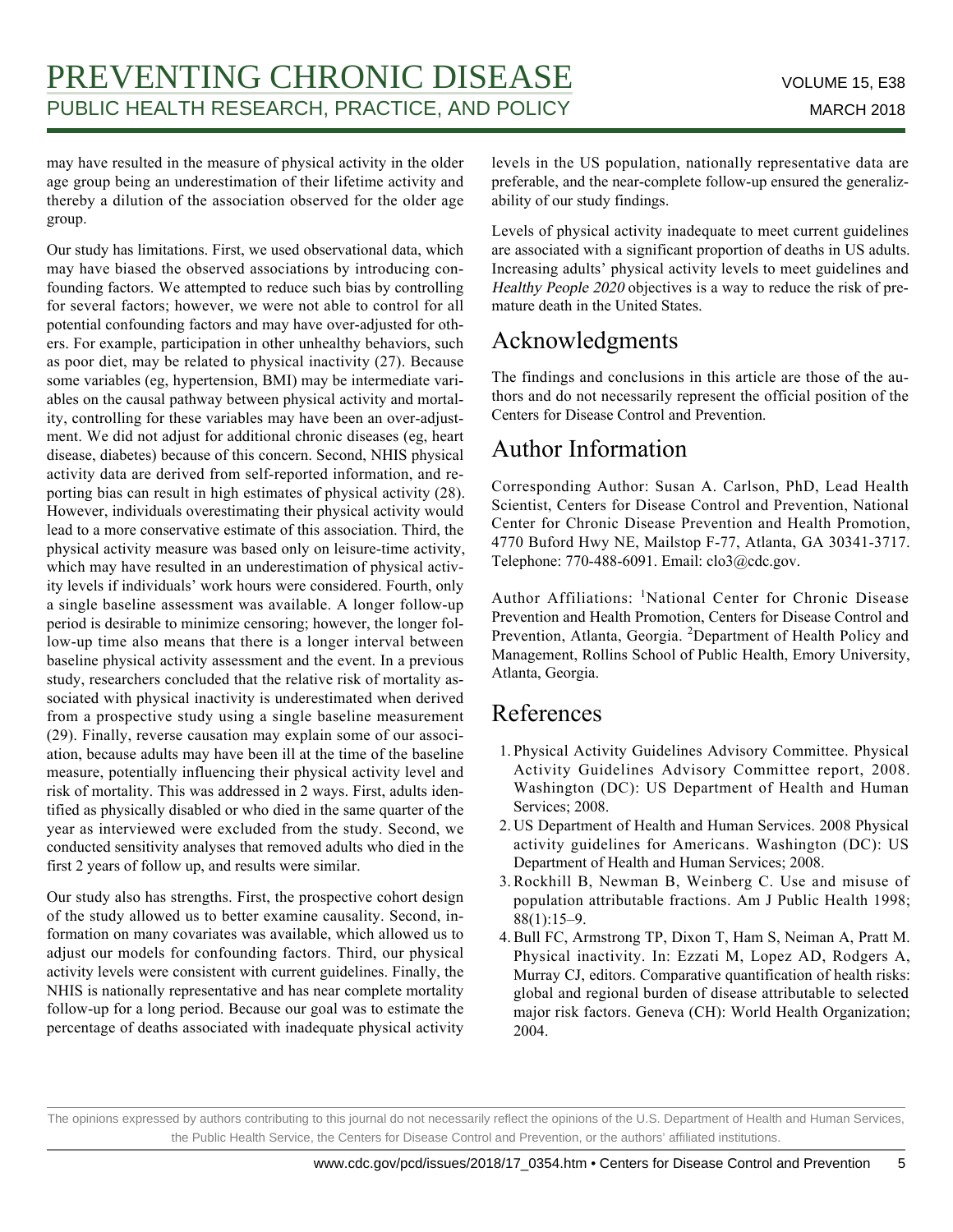may have resulted in the measure of physical activity in the older age group being an underestimation of their lifetime activity and thereby a dilution of the association observed for the older age group.

Our study has limitations. First, we used observational data, which may have biased the observed associations by introducing confounding factors. We attempted to reduce such bias by controlling for several factors; however, we were not able to control for all potential confounding factors and may have over-adjusted for others. For example, participation in other unhealthy behaviors, such as poor diet, may be related to physical inactivity (27). Because some variables (eg, hypertension, BMI) may be intermediate variables on the causal pathway between physical activity and mortality, controlling for these variables may have been an over-adjustment. We did not adjust for additional chronic diseases (eg, heart disease, diabetes) because of this concern. Second, NHIS physical activity data are derived from self-reported information, and reporting bias can result in high estimates of physical activity (28). However, individuals overestimating their physical activity would lead to a more conservative estimate of this association. Third, the physical activity measure was based only on leisure-time activity, which may have resulted in an underestimation of physical activity levels if individuals' work hours were considered. Fourth, only a single baseline assessment was available. A longer follow-up period is desirable to minimize censoring; however, the longer follow-up time also means that there is a longer interval between baseline physical activity assessment and the event. In a previous study, researchers concluded that the relative risk of mortality associated with physical inactivity is underestimated when derived from a prospective study using a single baseline measurement (29). Finally, reverse causation may explain some of our association, because adults may have been ill at the time of the baseline measure, potentially influencing their physical activity level and risk of mortality. This was addressed in 2 ways. First, adults identified as physically disabled or who died in the same quarter of the year as interviewed were excluded from the study. Second, we conducted sensitivity analyses that removed adults who died in the first 2 years of follow up, and results were similar.

Our study also has strengths. First, the prospective cohort design of the study allowed us to better examine causality. Second, information on many covariates was available, which allowed us to adjust our models for confounding factors. Third, our physical activity levels were consistent with current guidelines. Finally, the NHIS is nationally representative and has near complete mortality follow-up for a long period. Because our goal was to estimate the percentage of deaths associated with inadequate physical activity levels in the US population, nationally representative data are preferable, and the near-complete follow-up ensured the generalizability of our study findings.

Levels of physical activity inadequate to meet current guidelines are associated with a significant proportion of deaths in US adults. Increasing adults' physical activity levels to meet guidelines and *Healthy People 2020* objectives is a way to reduce the risk of premature death in the United States.

# Acknowledgments

The findings and conclusions in this article are those of the authors and do not necessarily represent the official position of the Centers for Disease Control and Prevention.

# Author Information

Corresponding Author: Susan A. Carlson, PhD, Lead Health Scientist, Centers for Disease Control and Prevention, National Center for Chronic Disease Prevention and Health Promotion, 4770 Buford Hwy NE, Mailstop F-77, Atlanta, GA 30341-3717. Telephone: 770-488-6091. Email: clo3@cdc.gov.

Author Affiliations: [1]National Center for Chronic Disease Prevention and Health Promotion, Centers for Disease Control and Prevention, Atlanta, Georgia. [2]Department of Health Policy and Management, Rollins School of Public Health, Emory University, Atlanta, Georgia.

# References

1. Physical Activity Guidelines Advisory Committee. Physical Activity Guidelines Advisory Committee report, 2008. Washington (DC): US Department of Health and Human Services; 2008.
2. US Department of Health and Human Services. 2008 Physical activity guidelines for Americans. Washington (DC): US Department of Health and Human Services; 2008.
3. Rockhill B, Newman B, Weinberg C. Use and misuse of population attributable fractions. Am J Public Health 1998; 88(1):15–9.
4. Bull FC, Armstrong TP, Dixon T, Ham S, Neiman A, Pratt M. Physical inactivity. In: Ezzati M, Lopez AD, Rodgers A, Murray CJ, editors. Comparative quantification of health risks: global and regional burden of disease attributable to selected major risk factors. Geneva (CH): World Health Organization; 2004.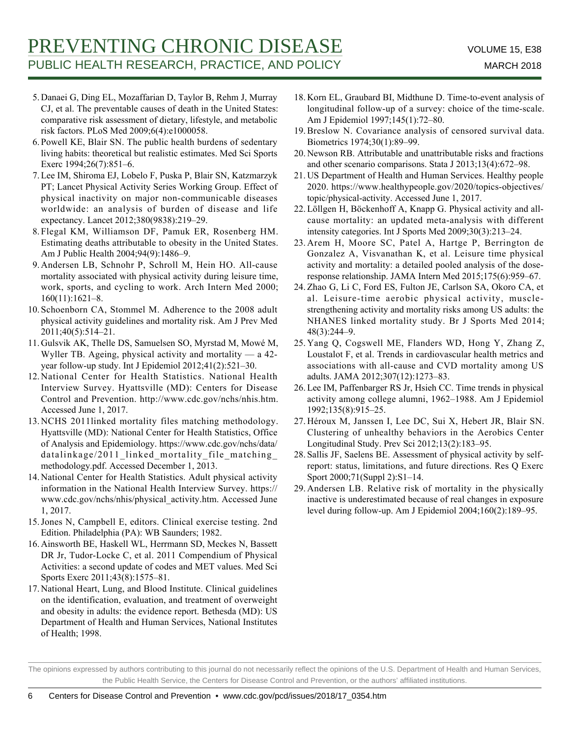5. Danaei G, Ding EL, Mozaffarian D, Taylor B, Rehm J, Murray CJ, et al. The preventable causes of death in the United States: comparative risk assessment of dietary, lifestyle, and metabolic risk factors. PLoS Med 2009;6(4):e1000058.
6. Powell KE, Blair SN. The public health burdens of sedentary living habits: theoretical but realistic estimates. Med Sci Sports Exerc 1994;26(7):851–6.
7. Lee IM, Shiroma EJ, Lobelo F, Puska P, Blair SN, Katzmarzyk PT; Lancet Physical Activity Series Working Group. Effect of physical inactivity on major non-communicable diseases worldwide: an analysis of burden of disease and life expectancy. Lancet 2012;380(9838):219–29.
8. Flegal KM, Williamson DF, Pamuk ER, Rosenberg HM. Estimating deaths attributable to obesity in the United States. Am J Public Health 2004;94(9):1486–9.
9. Andersen LB, Schnohr P, Schroll M, Hein HO. All-cause mortality associated with physical activity during leisure time, work, sports, and cycling to work. Arch Intern Med 2000; 160(11):1621–8.
10. Schoenborn CA, Stommel M. Adherence to the 2008 adult physical activity guidelines and mortality risk. Am J Prev Med 2011;40(5):514–21.
11. Gulsvik AK, Thelle DS, Samuelsen SO, Myrstad M, Mowé M, Wyller TB. Ageing, physical activity and mortality — a 42-year follow-up study. Int J Epidemiol 2012;41(2):521–30.
12. National Center for Health Statistics. National Health Interview Survey. Hyattsville (MD): Centers for Disease Control and Prevention. http://www.cdc.gov/nchs/nhis.htm. Accessed June 1, 2017.
13. NCHS 2011linked mortality files matching methodology. Hyattsville (MD): National Center for Health Statistics, Office of Analysis and Epidemiology. https://www.cdc.gov/nchs/data/datalinkage/2011_linked_mortality_file_matching_methodology.pdf. Accessed December 1, 2013.
14. National Center for Health Statistics. Adult physical activity information in the National Health Interview Survey. https://www.cdc.gov/nchs/nhis/physical_activity.htm. Accessed June 1, 2017.
15. Jones N, Campbell E, editors. Clinical exercise testing. 2nd Edition. Philadelphia (PA): WB Saunders; 1982.
16. Ainsworth BE, Haskell WL, Herrmann SD, Meckes N, Bassett DR Jr, Tudor-Locke C, et al. 2011 Compendium of Physical Activities: a second update of codes and MET values. Med Sci Sports Exerc 2011;43(8):1575–81.
17. National Heart, Lung, and Blood Institute. Clinical guidelines on the identification, evaluation, and treatment of overweight and obesity in adults: the evidence report. Bethesda (MD): US Department of Health and Human Services, National Institutes of Health; 1998.
18. Korn EL, Graubard BI, Midthune D. Time-to-event analysis of longitudinal follow-up of a survey: choice of the time-scale. Am J Epidemiol 1997;145(1):72–80.
19. Breslow N. Covariance analysis of censored survival data. Biometrics 1974;30(1):89–99.
20. Newson RB. Attributable and unattributable risks and fractions and other scenario comparisons. Stata J 2013;13(4):672–98.
21. US Department of Health and Human Services. Healthy people 2020. https://www.healthypeople.gov/2020/topics-objectives/topic/physical-activity. Accessed June 1, 2017.
22. Löllgen H, Böckenhoff A, Knapp G. Physical activity and all-cause mortality: an updated meta-analysis with different intensity categories. Int J Sports Med 2009;30(3):213–24.
23. Arem H, Moore SC, Patel A, Hartge P, Berrington de Gonzalez A, Visvanathan K, et al. Leisure time physical activity and mortality: a detailed pooled analysis of the dose-response relationship. JAMA Intern Med 2015;175(6):959–67.
24. Zhao G, Li C, Ford ES, Fulton JE, Carlson SA, Okoro CA, et al. Leisure-time aerobic physical activity, muscle-strengthening activity and mortality risks among US adults: the NHANES linked mortality study. Br J Sports Med 2014; 48(3):244–9.
25. Yang Q, Cogswell ME, Flanders WD, Hong Y, Zhang Z, Loustalot F, et al. Trends in cardiovascular health metrics and associations with all-cause and CVD mortality among US adults. JAMA 2012;307(12):1273–83.
26. Lee IM, Paffenbarger RS Jr, Hsieh CC. Time trends in physical activity among college alumni, 1962–1988. Am J Epidemiol 1992;135(8):915–25.
27. Héroux M, Janssen I, Lee DC, Sui X, Hebert JR, Blair SN. Clustering of unhealthy behaviors in the Aerobics Center Longitudinal Study. Prev Sci 2012;13(2):183–95.
28. Sallis JF, Saelens BE. Assessment of physical activity by self-report: status, limitations, and future directions. Res Q Exerc Sport 2000;71(Suppl 2):S1–14.
29. Andersen LB. Relative risk of mortality in the physically inactive is underestimated because of real changes in exposure level during follow-up. Am J Epidemiol 2004;160(2):189–95.

The opinions expressed by authors contributing to this journal do not necessarily reflect the opinions of the U.S. Department of Health and Human Services, the Public Health Service, the Centers for Disease Control and Prevention, or the authors' affiliated institutions.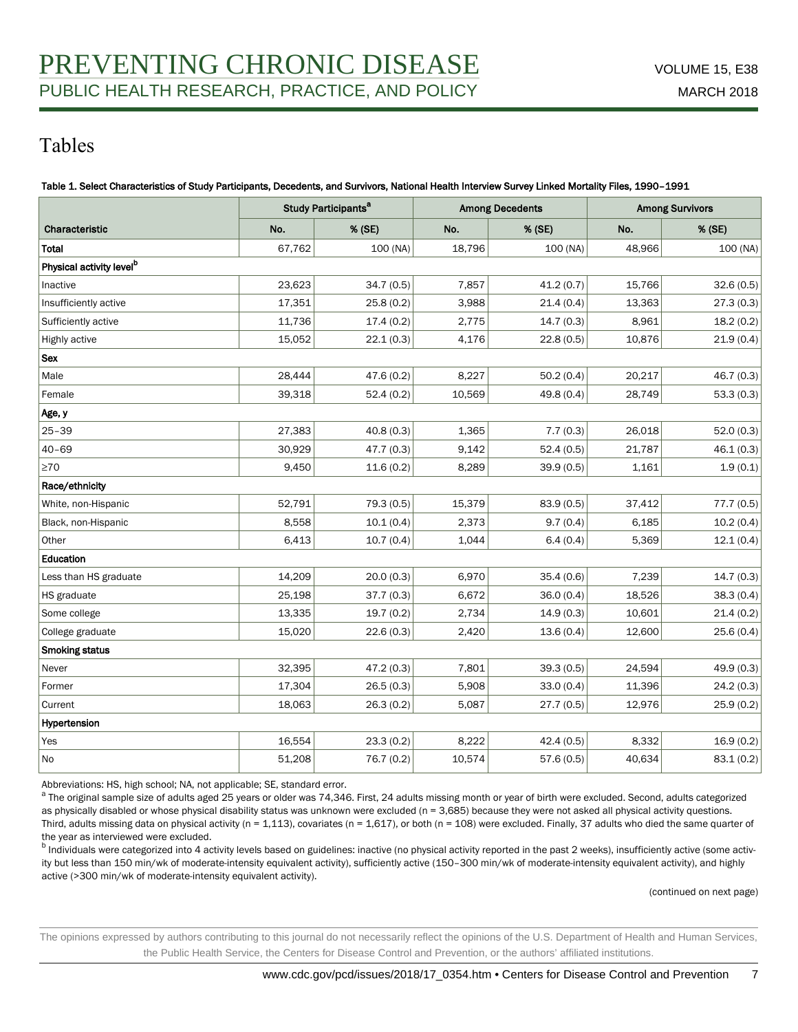# Tables

Table 1. Select Characteristics of Study Participants, Decedents, and Survivors, National Health Interview Survey Linked Mortality Files, 1990–1991

| Characteristic | Study Participants[a] | | Among Decedents | | Among Survivors | |
|---|---|---|---|---|---|---|
| | No. | % (SE) | No. | % (SE) | No. | % (SE) |
| **Total** | 67,762 | 100 (NA) | 18,796 | 100 (NA) | 48,966 | 100 (NA) |
| **Physical activity level[b]** | | | | | | |
| Inactive | 23,623 | 34.7 (0.5) | 7,857 | 41.2 (0.7) | 15,766 | 32.6 (0.5) |
| Insufficiently active | 17,351 | 25.8 (0.2) | 3,988 | 21.4 (0.4) | 13,363 | 27.3 (0.3) |
| Sufficiently active | 11,736 | 17.4 (0.2) | 2,775 | 14.7 (0.3) | 8,961 | 18.2 (0.2) |
| Highly active | 15,052 | 22.1 (0.3) | 4,176 | 22.8 (0.5) | 10,876 | 21.9 (0.4) |
| **Sex** | | | | | | |
| Male | 28,444 | 47.6 (0.2) | 8,227 | 50.2 (0.4) | 20,217 | 46.7 (0.3) |
| Female | 39,318 | 52.4 (0.2) | 10,569 | 49.8 (0.4) | 28,749 | 53.3 (0.3) |
| **Age, y** | | | | | | |
| 25–39 | 27,383 | 40.8 (0.3) | 1,365 | 7.7 (0.3) | 26,018 | 52.0 (0.3) |
| 40–69 | 30,929 | 47.7 (0.3) | 9,142 | 52.4 (0.5) | 21,787 | 46.1 (0.3) |
| ≥70 | 9,450 | 11.6 (0.2) | 8,289 | 39.9 (0.5) | 1,161 | 1.9 (0.1) |
| **Race/ethnicity** | | | | | | |
| White, non-Hispanic | 52,791 | 79.3 (0.5) | 15,379 | 83.9 (0.5) | 37,412 | 77.7 (0.5) |
| Black, non-Hispanic | 8,558 | 10.1 (0.4) | 2,373 | 9.7 (0.4) | 6,185 | 10.2 (0.4) |
| Other | 6,413 | 10.7 (0.4) | 1,044 | 6.4 (0.4) | 5,369 | 12.1 (0.4) |
| **Education** | | | | | | |
| Less than HS graduate | 14,209 | 20.0 (0.3) | 6,970 | 35.4 (0.6) | 7,239 | 14.7 (0.3) |
| HS graduate | 25,198 | 37.7 (0.3) | 6,672 | 36.0 (0.4) | 18,526 | 38.3 (0.4) |
| Some college | 13,335 | 19.7 (0.2) | 2,734 | 14.9 (0.3) | 10,601 | 21.4 (0.2) |
| College graduate | 15,020 | 22.6 (0.3) | 2,420 | 13.6 (0.4) | 12,600 | 25.6 (0.4) |
| **Smoking status** | | | | | | |
| Never | 32,395 | 47.2 (0.3) | 7,801 | 39.3 (0.5) | 24,594 | 49.9 (0.3) |
| Former | 17,304 | 26.5 (0.3) | 5,908 | 33.0 (0.4) | 11,396 | 24.2 (0.3) |
| Current | 18,063 | 26.3 (0.2) | 5,087 | 27.7 (0.5) | 12,976 | 25.9 (0.2) |
| **Hypertension** | | | | | | |
| Yes | 16,554 | 23.3 (0.2) | 8,222 | 42.4 (0.5) | 8,332 | 16.9 (0.2) |
| No | 51,208 | 76.7 (0.2) | 10,574 | 57.6 (0.5) | 40,634 | 83.1 (0.2) |

Abbreviations: HS, high school; NA, not applicable; SE, standard error.

[a] The original sample size of adults aged 25 years or older was 74,346. First, 24 adults missing month or year of birth were excluded. Second, adults categorized as physically disabled or whose physical disability status was unknown were excluded (n = 3,685) because they were not asked all physical activity questions. Third, adults missing data on physical activity (n = 1,113), covariates (n = 1,617), or both (n = 108) were excluded. Finally, 37 adults who died the same quarter of the year as interviewed were excluded.

[b] Individuals were categorized into 4 activity levels based on guidelines: inactive (no physical activity reported in the past 2 weeks), insufficiently active (some activity but less than 150 min/wk of moderate-intensity equivalent activity), sufficiently active (150–300 min/wk of moderate-intensity equivalent activity), and highly active (>300 min/wk of moderate-intensity equivalent activity).

(continued on next page)

The opinions expressed by authors contributing to this journal do not necessarily reflect the opinions of the U.S. Department of Health and Human Services, the Public Health Service, the Centers for Disease Control and Prevention, or the authors' affiliated institutions.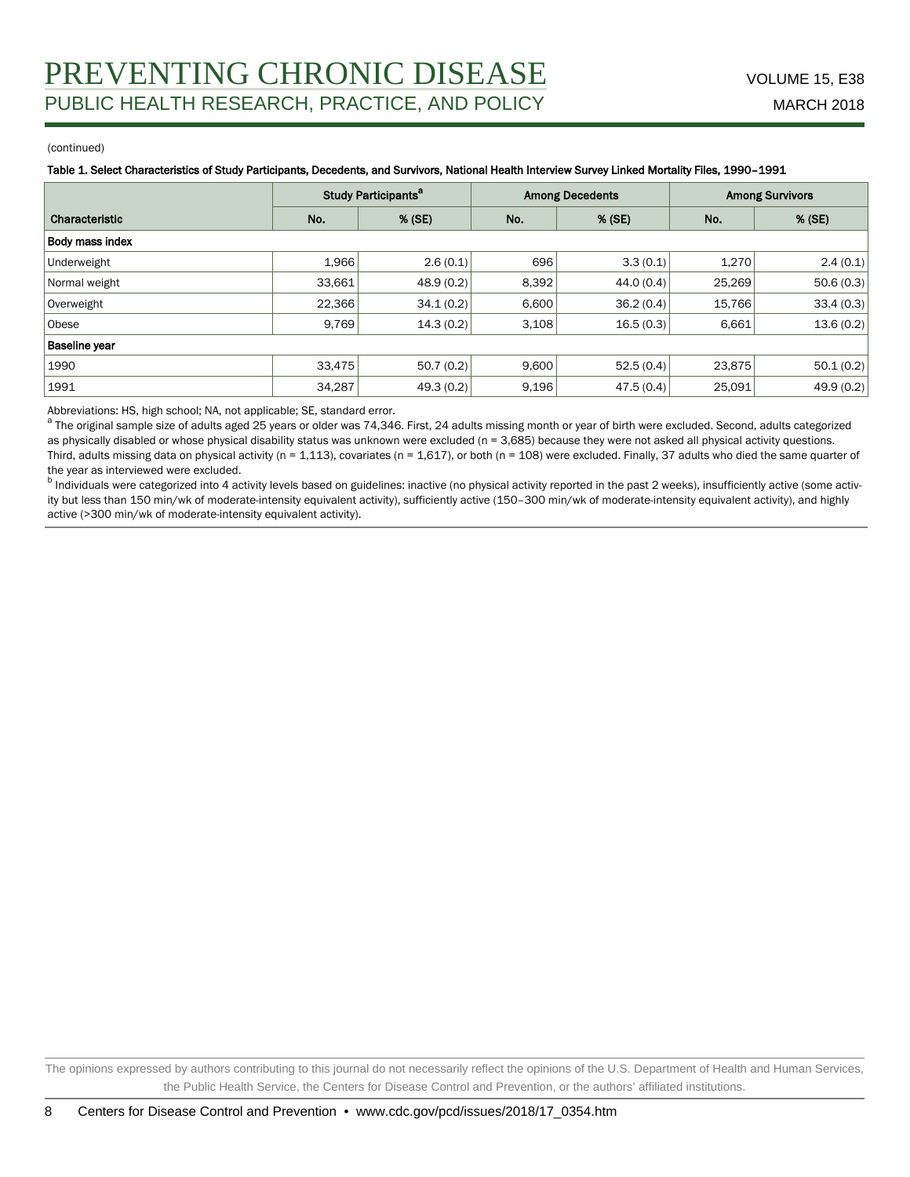(continued)

**Table 1. Select Characteristics of Study Participants, Decedents, and Survivors, National Health Interview Survey Linked Mortality Files, 1990–1991**

| Characteristic | Study Participants[a] | | Among Decedents | | Among Survivors | |
|---|---|---|---|---|---|---|
| | No. | % (SE) | No. | % (SE) | No. | % (SE) |
| **Body mass index** | | | | | | |
| Underweight | 1,966 | 2.6 (0.1) | 696 | 3.3 (0.1) | 1,270 | 2.4 (0.1) |
| Normal weight | 33,661 | 48.9 (0.2) | 8,392 | 44.0 (0.4) | 25,269 | 50.6 (0.3) |
| Overweight | 22,366 | 34.1 (0.2) | 6,600 | 36.2 (0.4) | 15,766 | 33.4 (0.3) |
| Obese | 9,769 | 14.3 (0.2) | 3,108 | 16.5 (0.3) | 6,661 | 13.6 (0.2) |
| **Baseline year** | | | | | | |
| 1990 | 33,475 | 50.7 (0.2) | 9,600 | 52.5 (0.4) | 23,875 | 50.1 (0.2) |
| 1991 | 34,287 | 49.3 (0.2) | 9,196 | 47.5 (0.4) | 25,091 | 49.9 (0.2) |

Abbreviations: HS, high school; NA, not applicable; SE, standard error.

[a] The original sample size of adults aged 25 years or older was 74,346. First, 24 adults missing month or year of birth were excluded. Second, adults categorized as physically disabled or whose physical disability status was unknown were excluded (n = 3,685) because they were not asked all physical activity questions. Third, adults missing data on physical activity (n = 1,113), covariates (n = 1,617), or both (n = 108) were excluded. Finally, 37 adults who died the same quarter of the year as interviewed were excluded.

[b] Individuals were categorized into 4 activity levels based on guidelines: inactive (no physical activity reported in the past 2 weeks), insufficiently active (some activity but less than 150 min/wk of moderate-intensity equivalent activity), sufficiently active (150–300 min/wk of moderate-intensity equivalent activity), and highly active (>300 min/wk of moderate-intensity equivalent activity).

The opinions expressed by authors contributing to this journal do not necessarily reflect the opinions of the U.S. Department of Health and Human Services, the Public Health Service, the Centers for Disease Control and Prevention, or the authors' affiliated institutions.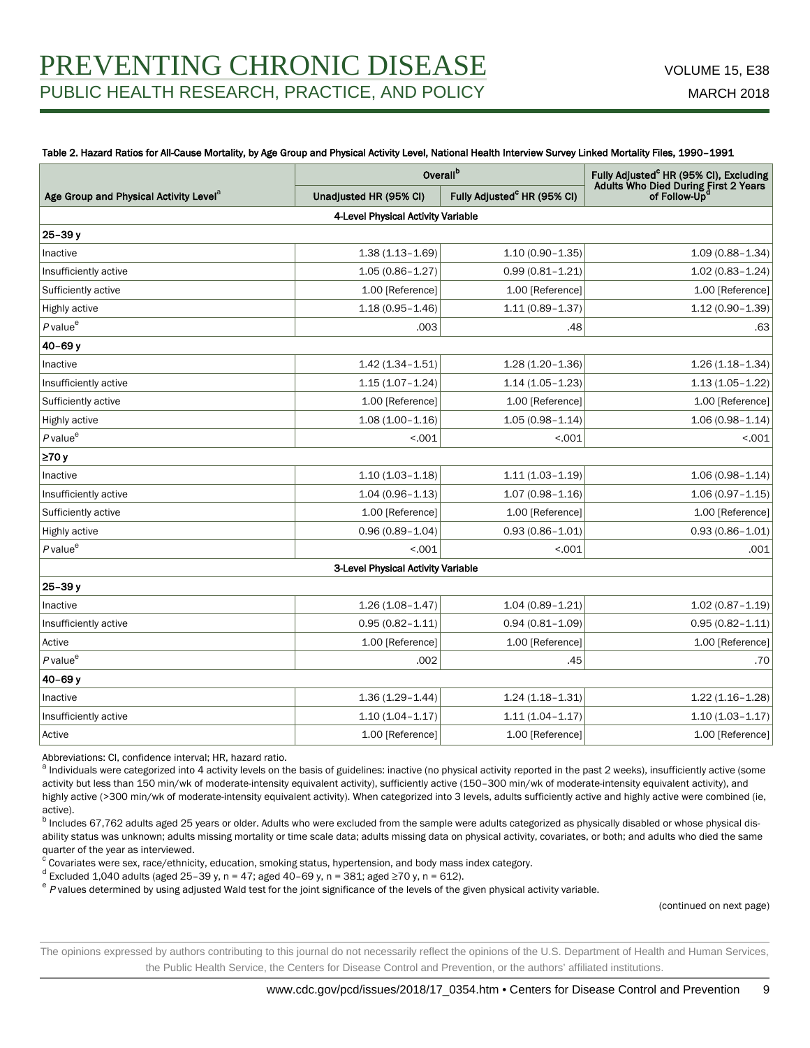Table 2. Hazard Ratios for All-Cause Mortality, by Age Group and Physical Activity Level, National Health Interview Survey Linked Mortality Files, 1990–1991

| Age Group and Physical Activity Level[a] | Overall[b] | | Fully Adjusted[c] HR (95% CI), Excluding Adults Who Died During First 2 Years of Follow-Up[d] |
|---|---|---|---|
| | Unadjusted HR (95% CI) | Fully Adjusted[c] HR (95% CI) | |
| **4-Level Physical Activity Variable** | | | |
| **25–39 y** | | | |
| Inactive | 1.38 (1.13–1.69) | 1.10 (0.90–1.35) | 1.09 (0.88–1.34) |
| Insufficiently active | 1.05 (0.86–1.27) | 0.99 (0.81–1.21) | 1.02 (0.83–1.24) |
| Sufficiently active | 1.00 [Reference] | 1.00 [Reference] | 1.00 [Reference] |
| Highly active | 1.18 (0.95–1.46) | 1.11 (0.89–1.37) | 1.12 (0.90–1.39) |
| *P* value[e] | .003 | .48 | .63 |
| **40–69 y** | | | |
| Inactive | 1.42 (1.34–1.51) | 1.28 (1.20–1.36) | 1.26 (1.18–1.34) |
| Insufficiently active | 1.15 (1.07–1.24) | 1.14 (1.05–1.23) | 1.13 (1.05–1.22) |
| Sufficiently active | 1.00 [Reference] | 1.00 [Reference] | 1.00 [Reference] |
| Highly active | 1.08 (1.00–1.16) | 1.05 (0.98–1.14) | 1.06 (0.98–1.14) |
| *P* value[e] | <.001 | <.001 | <.001 |
| **≥70 y** | | | |
| Inactive | 1.10 (1.03–1.18) | 1.11 (1.03–1.19) | 1.06 (0.98–1.14) |
| Insufficiently active | 1.04 (0.96–1.13) | 1.07 (0.98–1.16) | 1.06 (0.97–1.15) |
| Sufficiently active | 1.00 [Reference] | 1.00 [Reference] | 1.00 [Reference] |
| Highly active | 0.96 (0.89–1.04) | 0.93 (0.86–1.01) | 0.93 (0.86–1.01) |
| *P* value[e] | <.001 | <.001 | .001 |
| **3-Level Physical Activity Variable** | | | |
| **25–39 y** | | | |
| Inactive | 1.26 (1.08–1.47) | 1.04 (0.89–1.21) | 1.02 (0.87–1.19) |
| Insufficiently active | 0.95 (0.82–1.11) | 0.94 (0.81–1.09) | 0.95 (0.82–1.11) |
| Active | 1.00 [Reference] | 1.00 [Reference] | 1.00 [Reference] |
| *P* value[e] | .002 | .45 | .70 |
| **40–69 y** | | | |
| Inactive | 1.36 (1.29–1.44) | 1.24 (1.18–1.31) | 1.22 (1.16–1.28) |
| Insufficiently active | 1.10 (1.04–1.17) | 1.11 (1.04–1.17) | 1.10 (1.03–1.17) |
| Active | 1.00 [Reference] | 1.00 [Reference] | 1.00 [Reference] |

Abbreviations: CI, confidence interval; HR, hazard ratio.

[a] Individuals were categorized into 4 activity levels on the basis of guidelines: inactive (no physical activity reported in the past 2 weeks), insufficiently active (some activity but less than 150 min/wk of moderate-intensity equivalent activity), sufficiently active (150–300 min/wk of moderate-intensity equivalent activity), and highly active (>300 min/wk of moderate-intensity equivalent activity). When categorized into 3 levels, adults sufficiently active and highly active were combined (ie, active).

[b] Includes 67,762 adults aged 25 years or older. Adults who were excluded from the sample were adults categorized as physically disabled or whose physical disability status was unknown; adults missing mortality or time scale data; adults missing data on physical activity, covariates, or both; and adults who died the same quarter of the year as interviewed.

[c] Covariates were sex, race/ethnicity, education, smoking status, hypertension, and body mass index category.

[d] Excluded 1,040 adults (aged 25–39 y, n = 47; aged 40–69 y, n = 381; aged ≥70 y, n = 612).

[e] *P* values determined by using adjusted Wald test for the joint significance of the levels of the given physical activity variable.

(continued on next page)

The opinions expressed by authors contributing to this journal do not necessarily reflect the opinions of the U.S. Department of Health and Human Services, the Public Health Service, the Centers for Disease Control and Prevention, or the authors' affiliated institutions.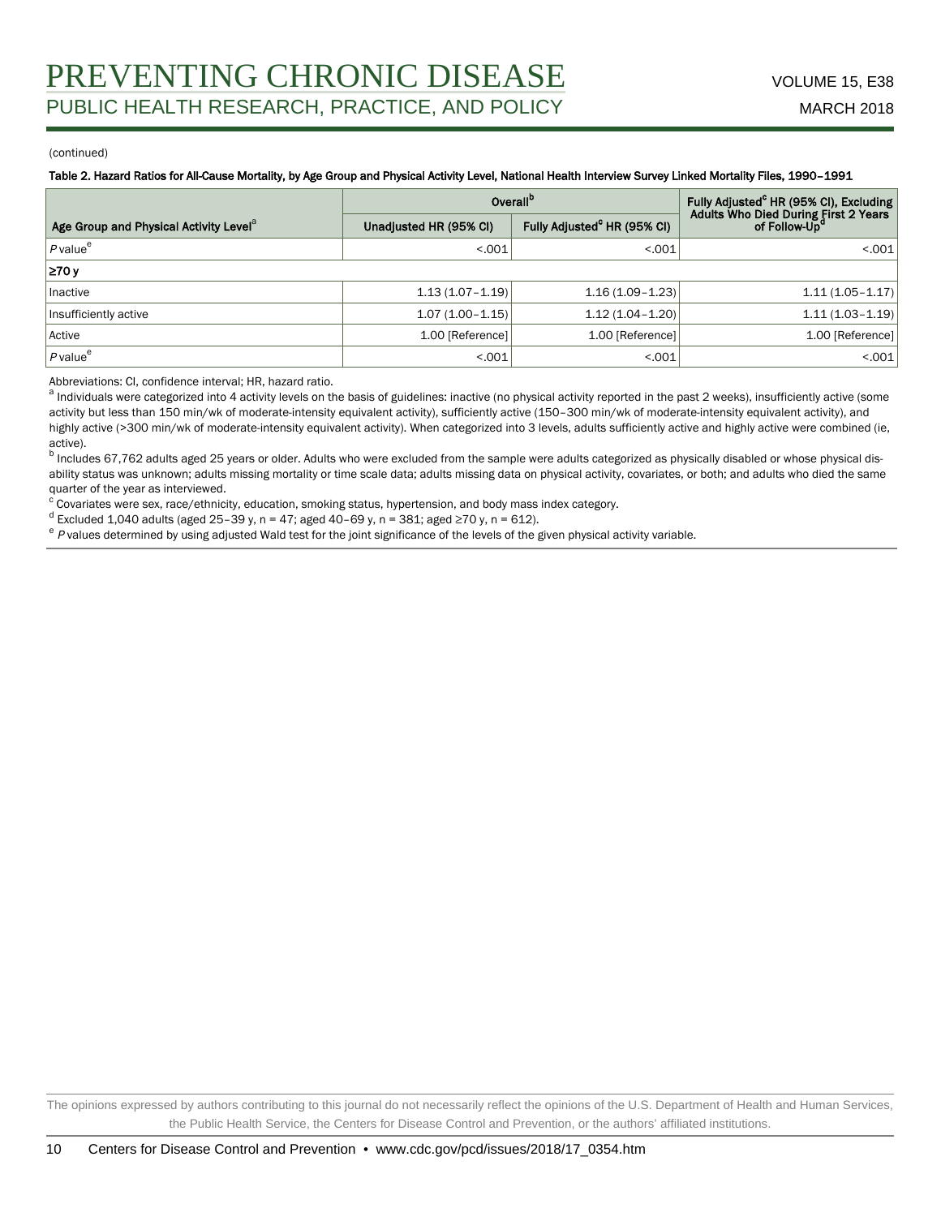(continued)

**Table 2. Hazard Ratios for All-Cause Mortality, by Age Group and Physical Activity Level, National Health Interview Survey Linked Mortality Files, 1990–1991**

| Age Group and Physical Activity Level[a] | Overall[b] | | Fully Adjusted[c] HR (95% CI), Excluding Adults Who Died During First 2 Years of Follow-Up[d] |
|---|---|---|---|
| | Unadjusted HR (95% CI) | Fully Adjusted[c] HR (95% CI) | |
| *P* value[e] | <.001 | <.001 | <.001 |
| **≥70 y** | | | |
| Inactive | 1.13 (1.07–1.19) | 1.16 (1.09–1.23) | 1.11 (1.05–1.17) |
| Insufficiently active | 1.07 (1.00–1.15) | 1.12 (1.04–1.20) | 1.11 (1.03–1.19) |
| Active | 1.00 [Reference] | 1.00 [Reference] | 1.00 [Reference] |
| *P* value[e] | <.001 | <.001 | <.001 |

Abbreviations: CI, confidence interval; HR, hazard ratio.

[a] Individuals were categorized into 4 activity levels on the basis of guidelines: inactive (no physical activity reported in the past 2 weeks), insufficiently active (some activity but less than 150 min/wk of moderate-intensity equivalent activity), sufficiently active (150–300 min/wk of moderate-intensity equivalent activity), and highly active (>300 min/wk of moderate-intensity equivalent activity). When categorized into 3 levels, adults sufficiently active and highly active were combined (ie, active).

[b] Includes 67,762 adults aged 25 years or older. Adults who were excluded from the sample were adults categorized as physically disabled or whose physical disability status was unknown; adults missing mortality or time scale data; adults missing data on physical activity, covariates, or both; and adults who died the same quarter of the year as interviewed.

[c] Covariates were sex, race/ethnicity, education, smoking status, hypertension, and body mass index category.

[d] Excluded 1,040 adults (aged 25–39 y, n = 47; aged 40–69 y, n = 381; aged ≥70 y, n = 612).

[e] *P* values determined by using adjusted Wald test for the joint significance of the levels of the given physical activity variable.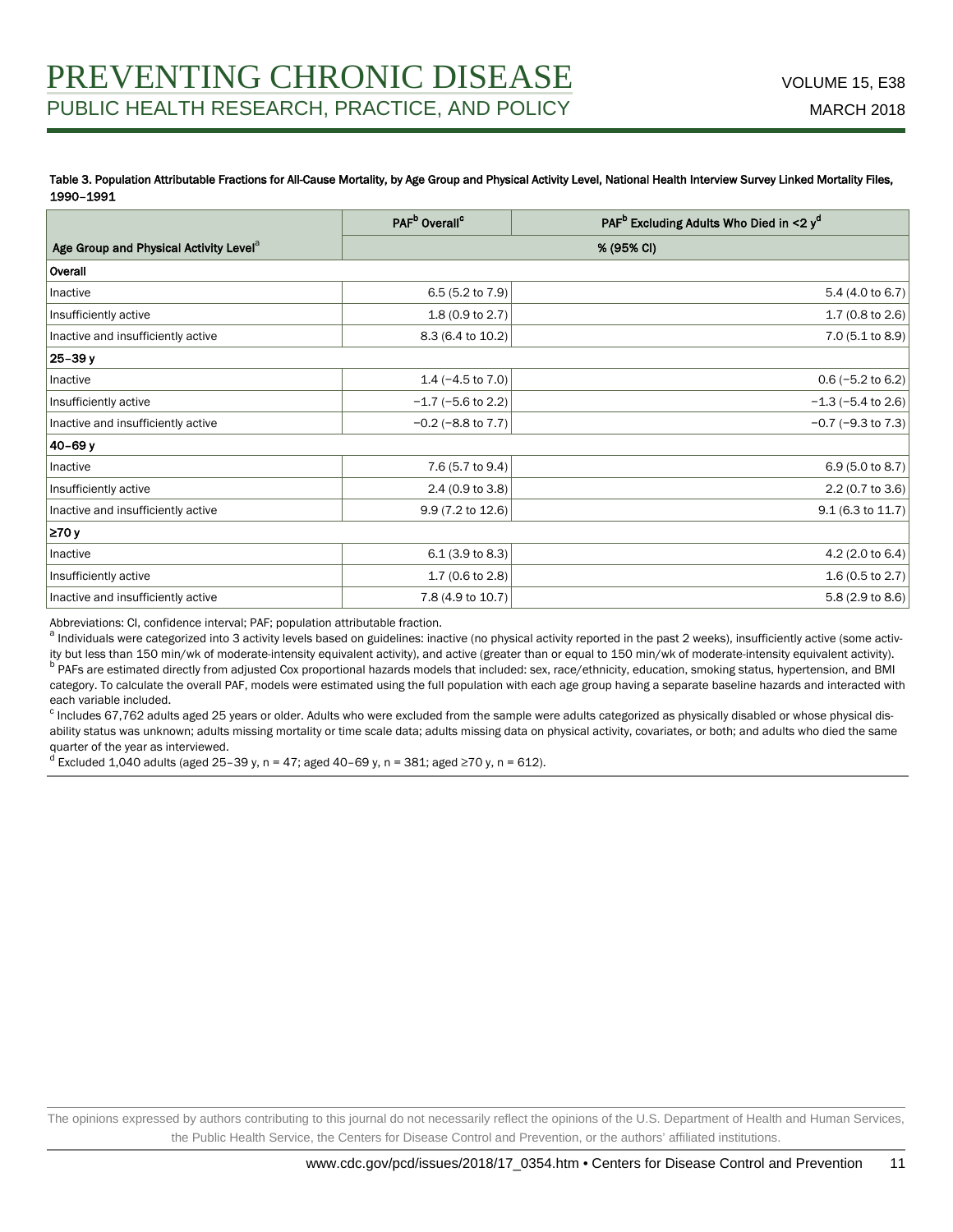Table 3. Population Attributable Fractions for All-Cause Mortality, by Age Group and Physical Activity Level, National Health Interview Survey Linked Mortality Files, 1990–1991

| Age Group and Physical Activity Level[a] | PAF[b] Overall[c] | PAF[b] Excluding Adults Who Died in <2 y[d] |
|---|---|---|
| | % (95% CI) | |
| **Overall** | | |
| Inactive | 6.5 (5.2 to 7.9) | 5.4 (4.0 to 6.7) |
| Insufficiently active | 1.8 (0.9 to 2.7) | 1.7 (0.8 to 2.6) |
| Inactive and insufficiently active | 8.3 (6.4 to 10.2) | 7.0 (5.1 to 8.9) |
| **25–39 y** | | |
| Inactive | 1.4 (−4.5 to 7.0) | 0.6 (−5.2 to 6.2) |
| Insufficiently active | −1.7 (−5.6 to 2.2) | −1.3 (−5.4 to 2.6) |
| Inactive and insufficiently active | −0.2 (−8.8 to 7.7) | −0.7 (−9.3 to 7.3) |
| **40–69 y** | | |
| Inactive | 7.6 (5.7 to 9.4) | 6.9 (5.0 to 8.7) |
| Insufficiently active | 2.4 (0.9 to 3.8) | 2.2 (0.7 to 3.6) |
| Inactive and insufficiently active | 9.9 (7.2 to 12.6) | 9.1 (6.3 to 11.7) |
| **≥70 y** | | |
| Inactive | 6.1 (3.9 to 8.3) | 4.2 (2.0 to 6.4) |
| Insufficiently active | 1.7 (0.6 to 2.8) | 1.6 (0.5 to 2.7) |
| Inactive and insufficiently active | 7.8 (4.9 to 10.7) | 5.8 (2.9 to 8.6) |

Abbreviations: CI, confidence interval; PAF; population attributable fraction.

[a] Individuals were categorized into 3 activity levels based on guidelines: inactive (no physical activity reported in the past 2 weeks), insufficiently active (some activity but less than 150 min/wk of moderate-intensity equivalent activity), and active (greater than or equal to 150 min/wk of moderate-intensity equivalent activity).

[b] PAFs are estimated directly from adjusted Cox proportional hazards models that included: sex, race/ethnicity, education, smoking status, hypertension, and BMI category. To calculate the overall PAF, models were estimated using the full population with each age group having a separate baseline hazards and interacted with each variable included.

[c] Includes 67,762 adults aged 25 years or older. Adults who were excluded from the sample were adults categorized as physically disabled or whose physical disability status was unknown; adults missing mortality or time scale data; adults missing data on physical activity, covariates, or both; and adults who died the same quarter of the year as interviewed.

[d] Excluded 1,040 adults (aged 25–39 y, n = 47; aged 40–69 y, n = 381; aged ≥70 y, n = 612).

The opinions expressed by authors contributing to this journal do not necessarily reflect the opinions of the U.S. Department of Health and Human Services, the Public Health Service, the Centers for Disease Control and Prevention, or the authors' affiliated institutions.